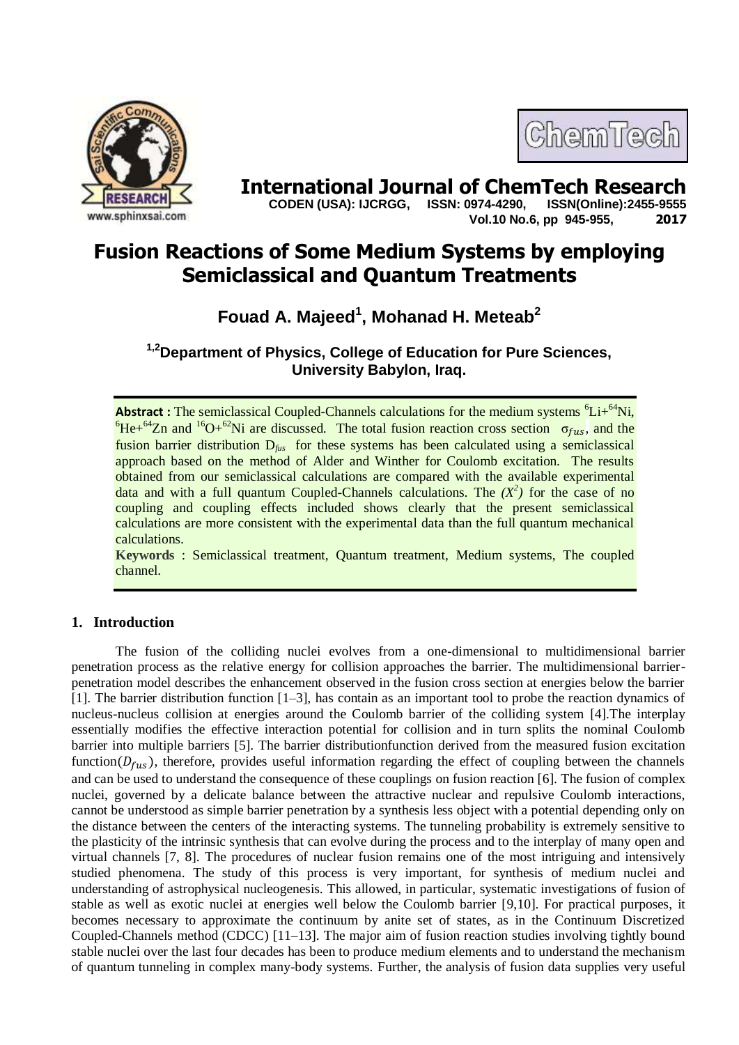# Fusion Reactions of Some Medium Systems by employing Semiclassical and Quantum Treatments

**Fouad A. Majeed[1], Mohanad H. Meteab[2]**

**[1,2]Department of Physics, College of Education for Pure Sciences, University Babylon, Iraq.**

**Abstract :** The semiclassical Coupled-Channels calculations for the medium systems $^{6}$Li+$^{64}$Ni, $^{6}$He+$^{64}$Zn and $^{16}$O+$^{62}$Ni are discussed. The total fusion reaction cross section $\sigma_{fus}$, and the fusion barrier distribution $D_{fus}$ for these systems has been calculated using a semiclassical approach based on the method of Alder and Winther for Coulomb excitation. The results obtained from our semiclassical calculations are compared with the available experimental data and with a full quantum Coupled-Channels calculations. The $(X^2)$ for the case of no coupling and coupling effects included shows clearly that the present semiclassical calculations are more consistent with the experimental data than the full quantum mechanical calculations.

**Keywords** : Semiclassical treatment, Quantum treatment, Medium systems, The coupled channel.

## 1. Introduction

The fusion of the colliding nuclei evolves from a one-dimensional to multidimensional barrier penetration process as the relative energy for collision approaches the barrier. The multidimensional barrier-penetration model describes the enhancement observed in the fusion cross section at energies below the barrier [1]. The barrier distribution function [1–3], has contain as an important tool to probe the reaction dynamics of nucleus-nucleus collision at energies around the Coulomb barrier of the colliding system [4].The interplay essentially modifies the effective interaction potential for collision and in turn splits the nominal Coulomb barrier into multiple barriers [5]. The barrier distributionfunction derived from the measured fusion excitation function($D_{fus}$), therefore, provides useful information regarding the effect of coupling between the channels and can be used to understand the consequence of these couplings on fusion reaction [6]. The fusion of complex nuclei, governed by a delicate balance between the attractive nuclear and repulsive Coulomb interactions, cannot be understood as simple barrier penetration by a synthesis less object with a potential depending only on the distance between the centers of the interacting systems. The tunneling probability is extremely sensitive to the plasticity of the intrinsic synthesis that can evolve during the process and to the interplay of many open and virtual channels [7, 8]. The procedures of nuclear fusion remains one of the most intriguing and intensively studied phenomena. The study of this process is very important, for synthesis of medium nuclei and understanding of astrophysical nucleogenesis. This allowed, in particular, systematic investigations of fusion of stable as well as exotic nuclei at energies well below the Coulomb barrier [9,10]. For practical purposes, it becomes necessary to approximate the continuum by anite set of states, as in the Continuum Discretized Coupled-Channels method (CDCC) [11–13]. The major aim of fusion reaction studies involving tightly bound stable nuclei over the last four decades has been to produce medium elements and to understand the mechanism of quantum tunneling in complex many-body systems. Further, the analysis of fusion data supplies very useful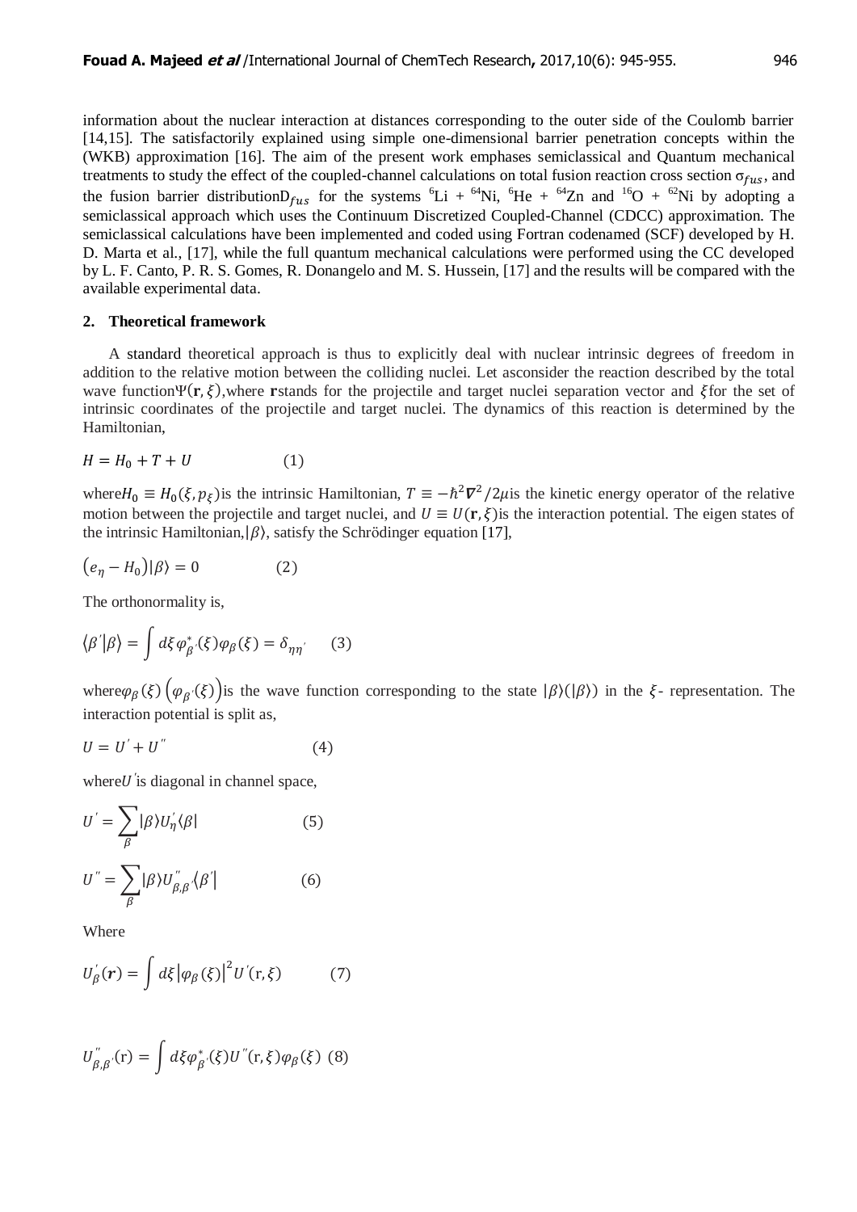information about the nuclear interaction at distances corresponding to the outer side of the Coulomb barrier [14,15]. The satisfactorily explained using simple one-dimensional barrier penetration concepts within the (WKB) approximation [16]. The aim of the present work emphases semiclassical and Quantum mechanical treatments to study the effect of the coupled-channel calculations on total fusion reaction cross section $\sigma_{fus}$, and the fusion barrier distribution$D_{fus}$ for the systems $^{6}$Li + $^{64}$Ni, $^{6}$He + $^{64}$Zn and $^{16}$O + $^{62}$Ni by adopting a semiclassical approach which uses the Continuum Discretized Coupled-Channel (CDCC) approximation. The semiclassical calculations have been implemented and coded using Fortran codenamed (SCF) developed by H. D. Marta et al., [17], while the full quantum mechanical calculations were performed using the CC developed by L. F. Canto, P. R. S. Gomes, R. Donangelo and M. S. Hussein, [17] and the results will be compared with the available experimental data.

## 2. Theoretical framework

A standard theoretical approach is thus to explicitly deal with nuclear intrinsic degrees of freedom in addition to the relative motion between the colliding nuclei. Let asconsider the reaction described by the total wave function$\Psi(\mathbf{r},\xi)$,where $\mathbf{r}$stands for the projectile and target nuclei separation vector and $\xi$for the set of intrinsic coordinates of the projectile and target nuclei. The dynamics of this reaction is determined by the Hamiltonian,

$$H = H_0 + T + U \qquad (1)$$

where$H_0 \equiv H_0(\xi, p_\xi)$is the intrinsic Hamiltonian, $T \equiv -\hbar^2\nabla^2/2\mu$is the kinetic energy operator of the relative motion between the projectile and target nuclei, and $U \equiv U(\mathbf{r},\xi)$is the interaction potential. The eigen states of the intrinsic Hamiltonian,$|\beta\rangle$, satisfy the Schrödinger equation [17],

$$(e_\eta - H_0)|\beta\rangle = 0 \qquad (2)$$

The orthonormality is,

$$\langle\beta'|\beta\rangle = \int d\xi\, \varphi^*_{\beta'}(\xi)\varphi_\beta(\xi) = \delta_{\eta\eta'} \qquad (3)$$

where$\varphi_\beta(\xi)\left(\varphi_{\beta'}(\xi)\right)$is the wave function corresponding to the state $|\beta\rangle(|\beta\rangle)$ in the $\xi$- representation. The interaction potential is split as,

$$U = U' + U'' \qquad (4)$$

where$U'$is diagonal in channel space,

$$U' = \sum_\beta |\beta\rangle U'_\eta \langle\beta| \qquad (5)$$

$$U'' = \sum_\beta |\beta\rangle U''_{\beta,\beta'} \langle\beta'| \qquad (6)$$

Where

$$U'_\beta(\mathbf{r}) = \int d\xi \left|\varphi_\beta(\xi)\right|^2 U'(\mathrm{r},\xi) \qquad (7)$$

$$U''_{\beta,\beta'}(\mathrm{r}) = \int d\xi\varphi^*_{\beta'}(\xi)U''(\mathrm{r},\xi)\varphi_\beta(\xi) \quad (8)$$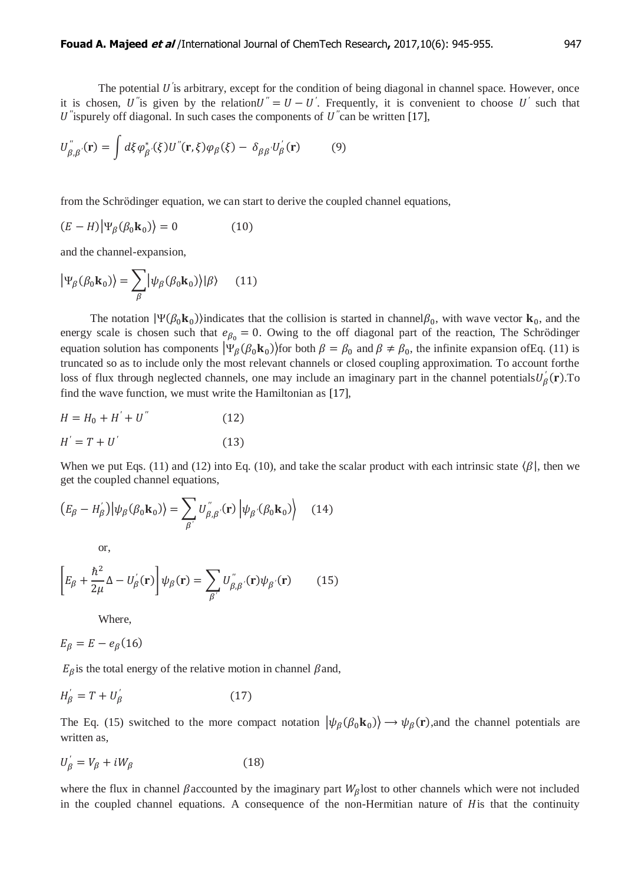The potential $U^{'}$ is arbitrary, except for the condition of being diagonal in channel space. However, once it is chosen, $U^{''}$ is given by the relation $U^{''} = U - U^{'}$. Frequently, it is convenient to choose $U^{'}$ such that $U^{''}$ ispurely off diagonal. In such cases the components of $U^{''}$ can be written [17],

$$U^{''}_{\beta,\beta^{'}}(\mathbf{r}) = \int d\xi\, \varphi^{*}_{\beta^{'}}(\xi) U^{''}(\mathbf{r},\xi)\varphi_{\beta}(\xi) - \delta_{\beta\beta^{'}} U^{'}_{\beta}(\mathbf{r}) \qquad (9)$$

from the Schrödinger equation, we can start to derive the coupled channel equations,

$$(E - H)\left|\Psi_{\beta}(\beta_0 \mathbf{k}_0)\right\rangle = 0 \qquad (10)$$

and the channel-expansion,

$$\left|\Psi_{\beta}(\beta_0 \mathbf{k}_0)\right\rangle = \sum_{\beta} \left|\psi_{\beta}(\beta_0 \mathbf{k}_0)\right\rangle |\beta\rangle \qquad (11)$$

The notation $|\Psi(\beta_0 \mathbf{k}_0)\rangle$ indicates that the collision is started in channel $\beta_0$, with wave vector $\mathbf{k}_0$, and the energy scale is chosen such that $e_{\beta_0} = 0$. Owing to the off diagonal part of the reaction, The Schrödinger equation solution has components $\left|\Psi_{\beta}(\beta_0 \mathbf{k}_0)\right\rangle$ for both $\beta = \beta_0$ and $\beta \neq \beta_0$, the infinite expansion ofEq. (11) is truncated so as to include only the most relevant channels or closed coupling approximation. To account forthe loss of flux through neglected channels, one may include an imaginary part in the channel potentials $U^{'}_{\beta}(\mathbf{r})$.To find the wave function, we must write the Hamiltonian as [17],

$$H = H_0 + H^{'} + U^{''} \qquad (12)$$

$$H^{'} = T + U^{'} \qquad (13)$$

When we put Eqs. (11) and (12) into Eq. (10), and take the scalar product with each intrinsic state $\langle\beta|$, then we get the coupled channel equations,

$$\left(E_{\beta} - H^{'}_{\beta}\right)\left|\psi_{\beta}(\beta_0 \mathbf{k}_0)\right\rangle = \sum_{\beta^{'}} U^{''}_{\beta,\beta^{'}}(\mathbf{r}) \left|\psi_{\beta^{'}}(\beta_0 \mathbf{k}_0)\right\rangle \qquad (14)$$

or,

$$\left[E_{\beta} + \frac{\hbar^2}{2\mu}\Delta - U^{'}_{\beta}(\mathbf{r})\right]\psi_{\beta}(\mathbf{r}) = \sum_{\beta^{'}} U^{''}_{\beta,\beta^{'}}(\mathbf{r})\psi_{\beta^{'}}(\mathbf{r}) \qquad (15)$$

Where,

$$E_{\beta} = E - e_{\beta} \qquad (16)$$

$E_{\beta}$ is the total energy of the relative motion in channel $\beta$ and,

$$H^{'}_{\beta} = T + U^{'}_{\beta} \qquad (17)$$

The Eq. (15) switched to the more compact notation $\left|\psi_{\beta}(\beta_0 \mathbf{k}_0)\right\rangle \longrightarrow \psi_{\beta}(\mathbf{r})$,and the channel potentials are written as,

$$U^{'}_{\beta} = V_{\beta} + iW_{\beta} \qquad (18)$$

where the flux in channel $\beta$ accounted by the imaginary part $W_{\beta}$ lost to other channels which were not included in the coupled channel equations. A consequence of the non-Hermitian nature of $H$ is that the continuity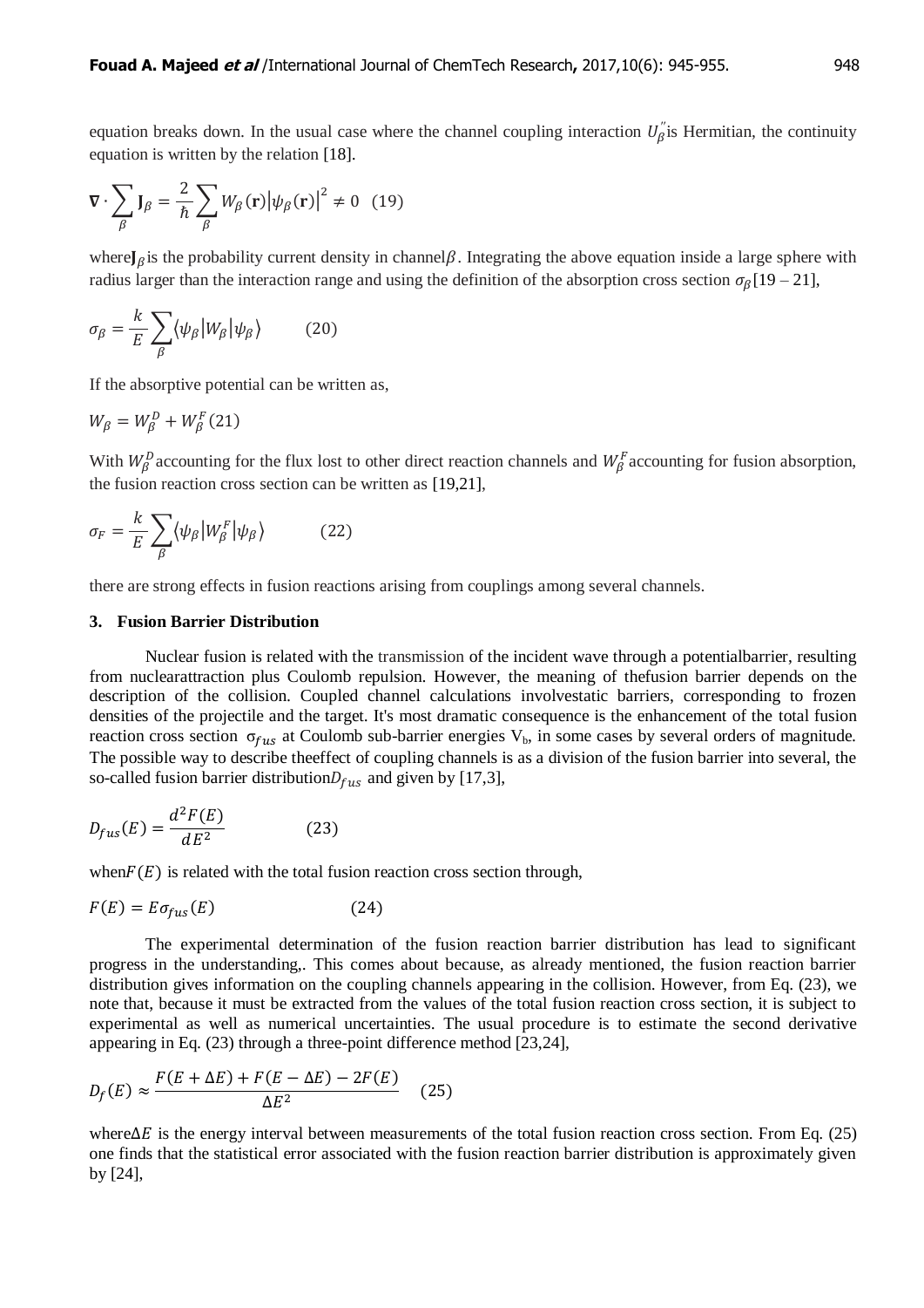equation breaks down. In the usual case where the channel coupling interaction $U_{\beta}^{''}$is Hermitian, the continuity equation is written by the relation [18].

$$\nabla \cdot \sum_{\beta} \mathbf{J}_{\beta} = \frac{2}{\hbar}\sum_{\beta} W_{\beta}(\mathbf{r})\left|\psi_{\beta}(\mathbf{r})\right|^{2} \neq 0 \quad (19)$$

where$\mathbf{J}_{\beta}$is the probability current density in channel$\beta$. Integrating the above equation inside a large sphere with radius larger than the interaction range and using the definition of the absorption cross section $\sigma_{\beta}$[19 – 21],

$$\sigma_{\beta} = \frac{k}{E}\sum_{\beta}\langle\psi_{\beta}|W_{\beta}|\psi_{\beta}\rangle \qquad (20)$$

If the absorptive potential can be written as,

$$W_{\beta} = W_{\beta}^{D} + W_{\beta}^{F} \; (21)$$

With $W_{\beta}^{D}$accounting for the flux lost to other direct reaction channels and $W_{\beta}^{F}$accounting for fusion absorption, the fusion reaction cross section can be written as [19,21],

$$\sigma_{F} = \frac{k}{E}\sum_{\beta}\langle\psi_{\beta}|W_{\beta}^{F}|\psi_{\beta}\rangle \qquad (22)$$

there are strong effects in fusion reactions arising from couplings among several channels.

### 3. Fusion Barrier Distribution

Nuclear fusion is related with the transmission of the incident wave through a potentialbarrier, resulting from nuclearattraction plus Coulomb repulsion. However, the meaning of thefusion barrier depends on the description of the collision. Coupled channel calculations involvestatic barriers, corresponding to frozen densities of the projectile and the target. It's most dramatic consequence is the enhancement of the total fusion reaction cross section $\sigma_{fus}$ at Coulomb sub-barrier energies $V_b$, in some cases by several orders of magnitude. The possible way to describe theeffect of coupling channels is as a division of the fusion barrier into several, the so-called fusion barrier distribution$D_{fus}$ and given by [17,3],

$$D_{fus}(E) = \frac{d^{2}F(E)}{dE^{2}} \qquad (23)$$

when$F(E)$ is related with the total fusion reaction cross section through,

$$F(E) = E\sigma_{fus}(E) \qquad (24)$$

The experimental determination of the fusion reaction barrier distribution has lead to significant progress in the understanding,. This comes about because, as already mentioned, the fusion reaction barrier distribution gives information on the coupling channels appearing in the collision. However, from Eq. (23), we note that, because it must be extracted from the values of the total fusion reaction cross section, it is subject to experimental as well as numerical uncertainties. The usual procedure is to estimate the second derivative appearing in Eq. (23) through a three-point difference method [23,24],

$$D_{f}(E) \approx \frac{F(E+\Delta E) + F(E-\Delta E) - 2F(E)}{\Delta E^{2}} \quad (25)$$

where$\Delta E$ is the energy interval between measurements of the total fusion reaction cross section. From Eq. (25) one finds that the statistical error associated with the fusion reaction barrier distribution is approximately given by [24],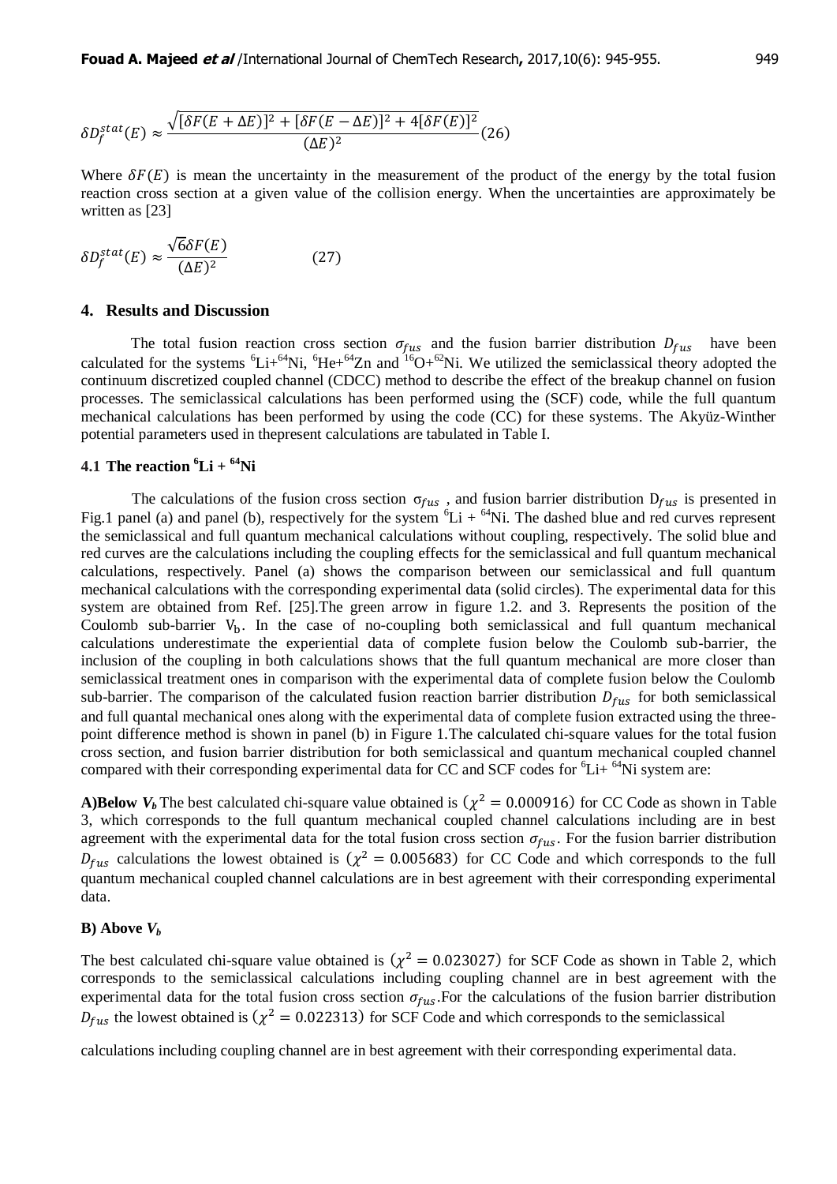$$\delta D_f^{stat}(E) \approx \frac{\sqrt{[\delta F(E+\Delta E)]^2 + [\delta F(E-\Delta E)]^2 + 4[\delta F(E)]^2}}{(\Delta E)^2} \quad (26)$$

Where $\delta F(E)$ is mean the uncertainty in the measurement of the product of the energy by the total fusion reaction cross section at a given value of the collision energy. When the uncertainties are approximately be written as [23]

$$\delta D_f^{stat}(E) \approx \frac{\sqrt{6}\delta F(E)}{(\Delta E)^2} \quad (27)$$

## 4. Results and Discussion

The total fusion reaction cross section $\sigma_{fus}$ and the fusion barrier distribution $D_{fus}$ have been calculated for the systems $^{6}Li$+$^{64}Ni$, $^{6}He$+$^{64}Zn$ and $^{16}O$+$^{62}Ni$. We utilized the semiclassical theory adopted the continuum discretized coupled channel (CDCC) method to describe the effect of the breakup channel on fusion processes. The semiclassical calculations has been performed using the (SCF) code, while the full quantum mechanical calculations has been performed by using the code (CC) for these systems. The Akyüz-Winther potential parameters used in thepresent calculations are tabulated in Table I.

### 4.1 The reaction $^{6}Li$ + $^{64}Ni$

The calculations of the fusion cross section $\sigma_{fus}$ , and fusion barrier distribution $D_{fus}$ is presented in Fig.1 panel (a) and panel (b), respectively for the system $^{6}Li$ + $^{64}Ni$. The dashed blue and red curves represent the semiclassical and full quantum mechanical calculations without coupling, respectively. The solid blue and red curves are the calculations including the coupling effects for the semiclassical and full quantum mechanical calculations, respectively. Panel (a) shows the comparison between our semiclassical and full quantum mechanical calculations with the corresponding experimental data (solid circles). The experimental data for this system are obtained from Ref. [25].The green arrow in figure 1.2. and 3. Represents the position of the Coulomb sub-barrier $V_b$. In the case of no-coupling both semiclassical and full quantum mechanical calculations underestimate the experiential data of complete fusion below the Coulomb sub-barrier, the inclusion of the coupling in both calculations shows that the full quantum mechanical are more closer than semiclassical treatment ones in comparison with the experimental data of complete fusion below the Coulomb sub-barrier. The comparison of the calculated fusion reaction barrier distribution $D_{fus}$ for both semiclassical and full quantal mechanical ones along with the experimental data of complete fusion extracted using the three-point difference method is shown in panel (b) in Figure 1.The calculated chi-square values for the total fusion cross section, and fusion barrier distribution for both semiclassical and quantum mechanical coupled channel compared with their corresponding experimental data for CC and SCF codes for $^{6}Li$+ $^{64}Ni$ system are:

**A)Below $V_b$** The best calculated chi-square value obtained is $(\chi^2 = 0.000916)$ for CC Code as shown in Table 3, which corresponds to the full quantum mechanical coupled channel calculations including are in best agreement with the experimental data for the total fusion cross section $\sigma_{fus}$. For the fusion barrier distribution $D_{fus}$ calculations the lowest obtained is $(\chi^2 = 0.005683)$ for CC Code and which corresponds to the full quantum mechanical coupled channel calculations are in best agreement with their corresponding experimental data.

**B) Above $V_b$**

The best calculated chi-square value obtained is $(\chi^2 = 0.023027)$ for SCF Code as shown in Table 2, which corresponds to the semiclassical calculations including coupling channel are in best agreement with the experimental data for the total fusion cross section $\sigma_{fus}$.For the calculations of the fusion barrier distribution $D_{fus}$ the lowest obtained is $(\chi^2 = 0.022313)$ for SCF Code and which corresponds to the semiclassical

calculations including coupling channel are in best agreement with their corresponding experimental data.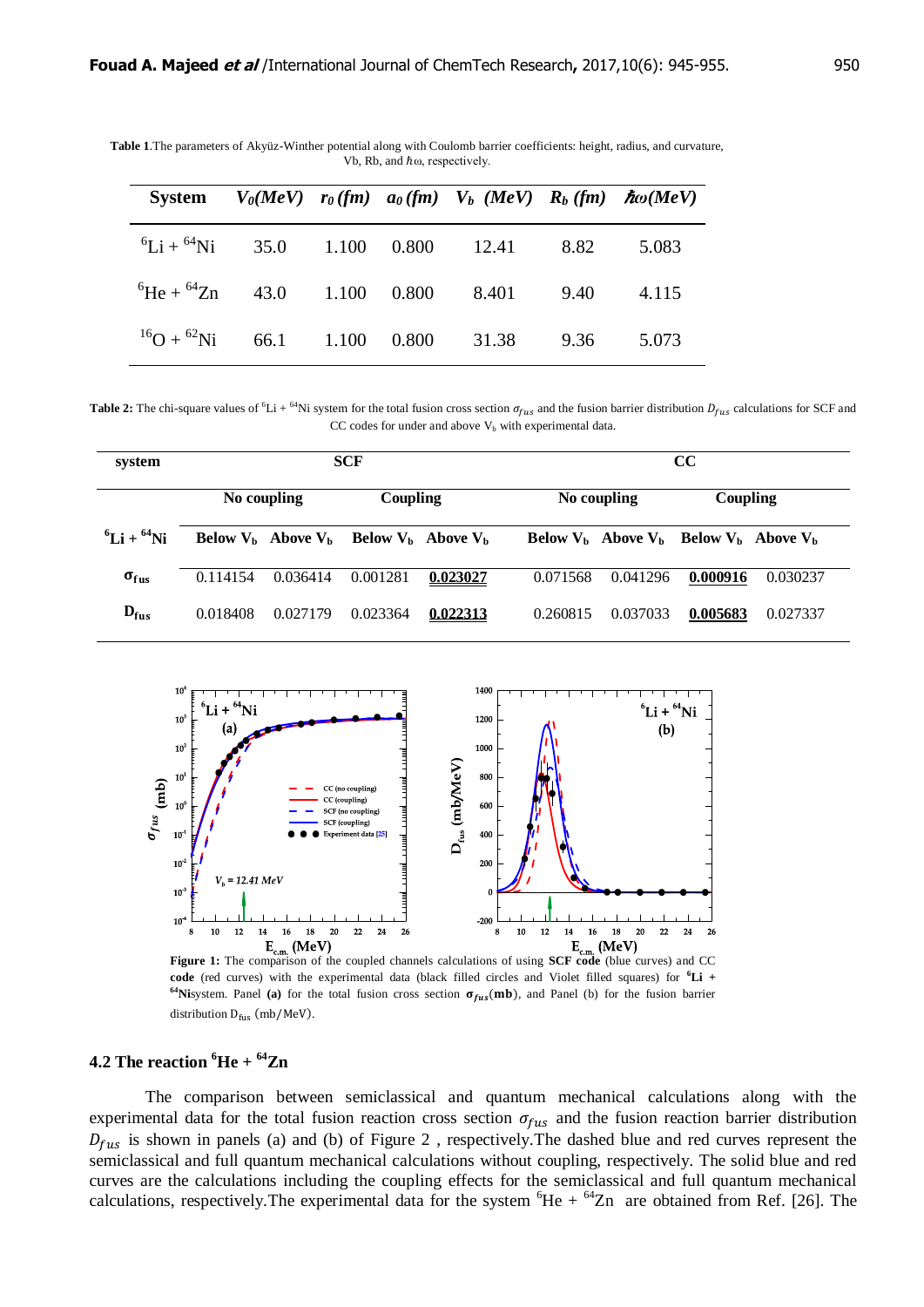**Table 1**.The parameters of Akyüz-Winther potential along with Coulomb barrier coefficients: height, radius, and curvature, Vb, Rb, and $\hbar\omega$, respectively.

| System | $V_0(MeV)$ | $r_0\,(fm)$ | $a_0\,(fm)$ | $V_b\;(MeV)$ | $R_b\,(fm)$ | $\hbar\omega(MeV)$ |
|---|---|---|---|---|---|---|
| $^{6}Li + {}^{64}Ni$ | 35.0 | 1.100 | 0.800 | 12.41 | 8.82 | 5.083 |
| $^{6}He + {}^{64}Zn$ | 43.0 | 1.100 | 0.800 | 8.401 | 9.40 | 4.115 |
| $^{16}O + {}^{62}Ni$ | 66.1 | 1.100 | 0.800 | 31.38 | 9.36 | 5.073 |

**Table 2:** The chi-square values of $^{6}Li + {}^{64}Ni$ system for the total fusion cross section $\sigma_{fus}$ and the fusion barrier distribution $D_{fus}$ calculations for SCF and CC codes for under and above $V_b$ with experimental data.

| system | SCF | | | | CC | | | |
|---|---|---|---|---|---|---|---|---|
| | No coupling | | Coupling | | No coupling | | Coupling | |
| $^{6}Li + {}^{64}Ni$ | Below $V_b$ | Above $V_b$ | Below $V_b$ | Above $V_b$ | Below $V_b$ | Above $V_b$ | Below $V_b$ | Above $V_b$ |
| $\sigma_{fus}$ | 0.114154 | 0.036414 | 0.001281 | **0.023027** | 0.071568 | 0.041296 | **0.000916** | 0.030237 |
| $D_{fus}$ | 0.018408 | 0.027179 | 0.023364 | **0.022313** | 0.260815 | 0.037033 | **0.005683** | 0.027337 |

**Figure 1:** The comparison of the coupled channels calculations of using **SCF code** (blue curves) and CC **code** (red curves) with the experimental data (black filled circles and Violet filled squares) for $^{6}$**Li +** $^{64}$**Ni**system. Panel **(a)** for the total fusion cross section $\boldsymbol{\sigma_{fus}}$**(mb)**, and Panel (b) for the fusion barrier distribution $D_{fus}$ (mb/MeV).

### 4.2 The reaction $^{6}$He + $^{64}$Zn

The comparison between semiclassical and quantum mechanical calculations along with the experimental data for the total fusion reaction cross section $\sigma_{fus}$ and the fusion reaction barrier distribution $D_{fus}$ is shown in panels (a) and (b) of Figure 2 , respectively.The dashed blue and red curves represent the semiclassical and full quantum mechanical calculations without coupling, respectively. The solid blue and red curves are the calculations including the coupling effects for the semiclassical and full quantum mechanical calculations, respectively.The experimental data for the system $^{6}$He + $^{64}$Zn are obtained from Ref. [26]. The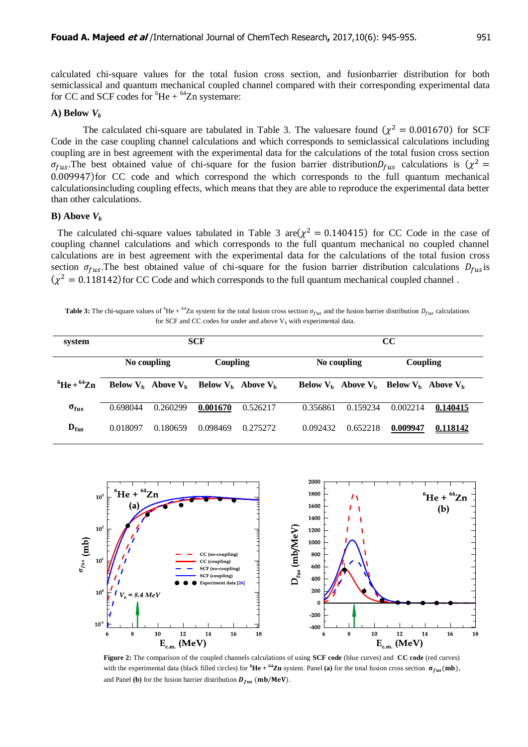calculated chi-square values for the total fusion cross section, and fusionbarrier distribution for both semiclassical and quantum mechanical coupled channel compared with their corresponding experimental data for CC and SCF codes for $^{6}He$ + $^{64}Zn$ systemare:

**A) Below $V_b$**

The calculated chi-square are tabulated in Table 3. The valuesare found ($\chi^2 = 0.001670$) for SCF Code in the case coupling channel calculations and which corresponds to semiclassical calculations including coupling are in best agreement with the experimental data for the calculations of the total fusion cross section $\sigma_{fus}$.The best obtained value of chi-square for the fusion barrier distribution$D_{fus}$ calculations is ($\chi^2 = 0.009947$)for CC code and which correspond the which corresponds to the full quantum mechanical calculationsincluding coupling effects, which means that they are able to reproduce the experimental data better than other calculations.

**B) Above $V_b$**

The calculated chi-square values tabulated in Table 3 are($\chi^2 = 0.140415$) for CC Code in the case of coupling channel calculations and which corresponds to the full quantum mechanical no coupled channel calculations are in best agreement with the experimental data for the calculations of the total fusion cross section $\sigma_{fus}$.The best obtained value of chi-square for the fusion barrier distribution calculations $D_{fus}$is ($\chi^2 = 0.118142$)for CC Code and which corresponds to the full quantum mechanical coupled channel .

**Table 3:** The chi-square values of $^{6}He$ + $^{64}Zn$ system for the total fusion cross section $\sigma_{fus}$ and the fusion barrier distribution $D_{fus}$ calculations for SCF and CC codes for under and above $V_b$ with experimental data.

| system | SCF | | | | CC | | | |
|---|---|---|---|---|---|---|---|---|
| | No coupling | | Coupling | | No coupling | | Coupling | |
| $^{6}He + ^{64}Zn$ | Below $V_b$ | Above $V_b$ | Below $V_b$ | Above $V_b$ | Below $V_b$ | Above $V_b$ | Below $V_b$ | Above $V_b$ |
| $\sigma_{fus}$ | 0.698044 | 0.260299 | **0.001670** | 0.526217 | 0.356861 | 0.159234 | 0.002214 | **0.140415** |
| $D_{fus}$ | 0.018097 | 0.180659 | 0.098469 | 0.275272 | 0.092432 | 0.652218 | **0.009947** | **0.118142** |

**Figure 2:** The comparison of the coupled channels calculations of using **SCF code** (blue curves) and **CC code** (red curves) with the experimental data (black filled circles) for $^{6}$**He** + $^{64}$**Zn** system. Panel **(a)** for the total fusion cross section $\sigma_{fus}$(**mb**), and Panel **(b)** for the fusion barrier distribution $D_{fus}$ (**mb/MeV**).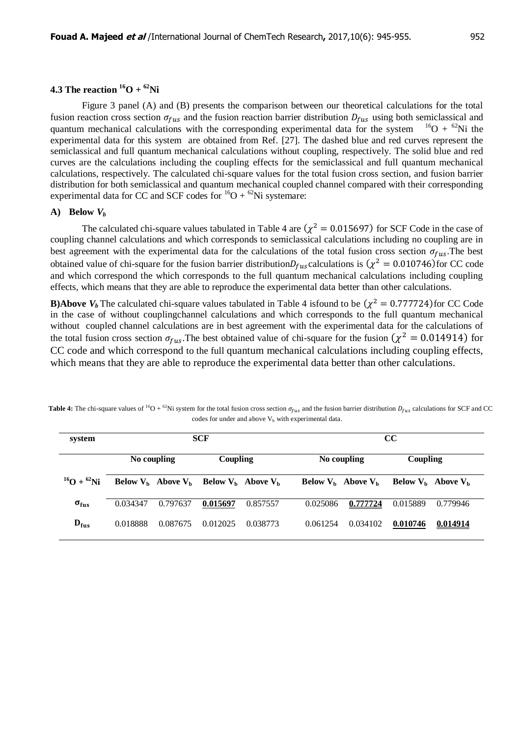### 4.3 The reaction $^{16}O + ^{62}Ni$

Figure 3 panel (A) and (B) presents the comparison between our theoretical calculations for the total fusion reaction cross section $\sigma_{fus}$ and the fusion reaction barrier distribution $D_{fus}$ using both semiclassical and quantum mechanical calculations with the corresponding experimental data for the system $^{16}O + ^{62}Ni$ the experimental data for this system are obtained from Ref. [27]. The dashed blue and red curves represent the semiclassical and full quantum mechanical calculations without coupling, respectively. The solid blue and red curves are the calculations including the coupling effects for the semiclassical and full quantum mechanical calculations, respectively. The calculated chi-square values for the total fusion cross section, and fusion barrier distribution for both semiclassical and quantum mechanical coupled channel compared with their corresponding experimental data for CC and SCF codes for $^{16}O + ^{62}Ni$ systemare:

**A) Below $V_b$**

The calculated chi-square values tabulated in Table 4 are $(\chi^2 = 0.015697)$ for SCF Code in the case of coupling channel calculations and which corresponds to semiclassical calculations including no coupling are in best agreement with the experimental data for the calculations of the total fusion cross section $\sigma_{fus}$.The best obtained value of chi-square for the fusion barrier distribution$D_{fus}$calculations is $(\chi^2 = 0.010746)$for CC code and which correspond the which corresponds to the full quantum mechanical calculations including coupling effects, which means that they are able to reproduce the experimental data better than other calculations.

**B)Above $V_b$** The calculated chi-square values tabulated in Table 4 isfound to be $(\chi^2 = 0.777724)$for CC Code in the case of without couplingchannel calculations and which corresponds to the full quantum mechanical without coupled channel calculations are in best agreement with the experimental data for the calculations of the total fusion cross section $\sigma_{fus}$.The best obtained value of chi-square for the fusion $(\chi^2 = 0.014914)$ for CC code and which correspond to the full quantum mechanical calculations including coupling effects, which means that they are able to reproduce the experimental data better than other calculations.

**Table 4:** The chi-square values of $^{16}O + ^{62}Ni$ system for the total fusion cross section $\sigma_{fus}$ and the fusion barrier distribution $D_{fus}$ calculations for SCF and CC codes for under and above $V_b$ with experimental data.

| system | SCF | | | | CC | | | |
|---|---|---|---|---|---|---|---|---|
| | No coupling | | Coupling | | No coupling | | Coupling | |
| $^{16}O + ^{62}Ni$ | Below $V_b$ | Above $V_b$ | Below $V_b$ | Above $V_b$ | Below $V_b$ | Above $V_b$ | Below $V_b$ | Above $V_b$ |
| $\sigma_{fus}$ | 0.034347 | 0.797637 | **0.015697** | 0.857557 | 0.025086 | **0.777724** | 0.015889 | 0.779946 |
| $D_{fus}$ | 0.018888 | 0.087675 | 0.012025 | 0.038773 | 0.061254 | 0.034102 | **0.010746** | **0.014914** |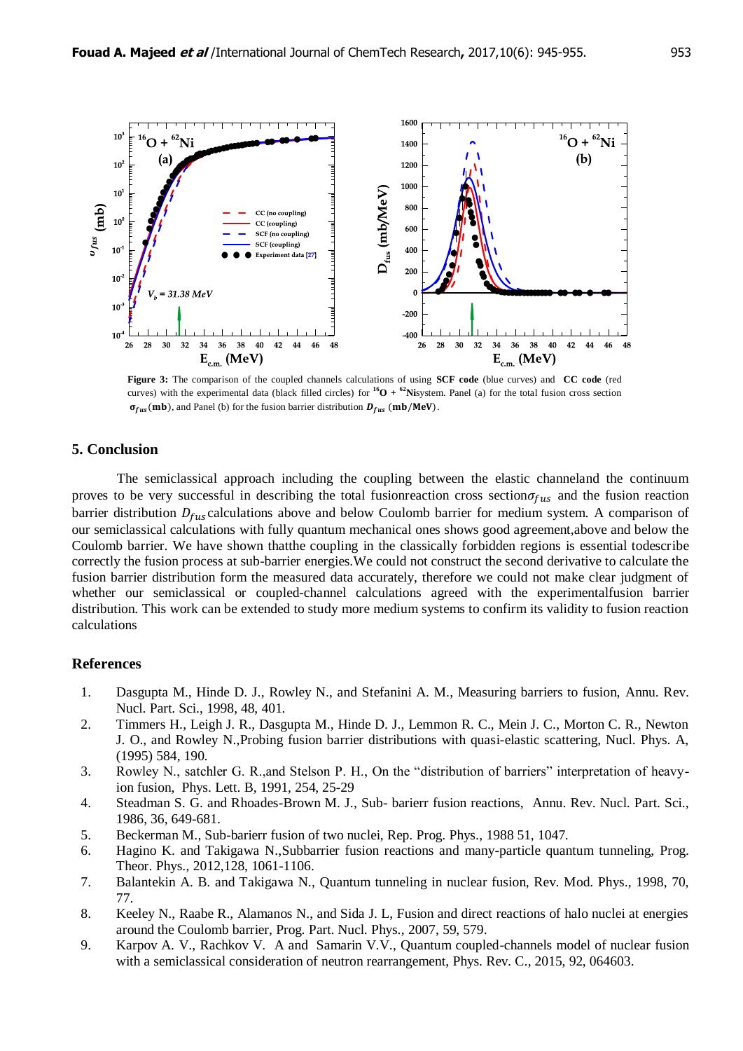**Figure 3:** The comparison of the coupled channels calculations of using **SCF code** (blue curves) and **CC code** (red curves) with the experimental data (black filled circles) for $^{16}$**O** + $^{62}$**Ni**system. Panel (a) for the total fusion cross section $\sigma_{fus}$(**mb**), and Panel (b) for the fusion barrier distribution $D_{fus}$ (**mb/MeV**).

## 5. Conclusion

The semiclassical approach including the coupling between the elastic channeland the continuum proves to be very successful in describing the total fusionreaction cross section$\sigma_{fus}$ and the fusion reaction barrier distribution $D_{fus}$calculations above and below Coulomb barrier for medium system. A comparison of our semiclassical calculations with fully quantum mechanical ones shows good agreement,above and below the Coulomb barrier. We have shown thatthe coupling in the classically forbidden regions is essential todescribe correctly the fusion process at sub-barrier energies.We could not construct the second derivative to calculate the fusion barrier distribution form the measured data accurately, therefore we could not make clear judgment of whether our semiclassical or coupled-channel calculations agreed with the experimentalfusion barrier distribution. This work can be extended to study more medium systems to confirm its validity to fusion reaction calculations

## References

1. Dasgupta M., Hinde D. J., Rowley N., and Stefanini A. M., Measuring barriers to fusion, Annu. Rev. Nucl. Part. Sci., 1998, 48, 401.
2. Timmers H., Leigh J. R., Dasgupta M., Hinde D. J., Lemmon R. C., Mein J. C., Morton C. R., Newton J. O., and Rowley N.,Probing fusion barrier distributions with quasi-elastic scattering, Nucl. Phys. A, (1995) 584, 190.
3. Rowley N., satchler G. R.,and Stelson P. H., On the "distribution of barriers" interpretation of heavy-ion fusion, Phys. Lett. B, 1991, 254, 25-29
4. Steadman S. G. and Rhoades-Brown M. J., Sub- barierr fusion reactions, Annu. Rev. Nucl. Part. Sci., 1986, 36, 649-681.
5. Beckerman M., Sub-barierr fusion of two nuclei, Rep. Prog. Phys., 1988 51, 1047.
6. Hagino K. and Takigawa N.,Subbarrier fusion reactions and many-particle quantum tunneling, Prog. Theor. Phys., 2012,128, 1061-1106.
7. Balantekin A. B. and Takigawa N., Quantum tunneling in nuclear fusion, Rev. Mod. Phys., 1998, 70, 77.
8. Keeley N., Raabe R., Alamanos N., and Sida J. L, Fusion and direct reactions of halo nuclei at energies around the Coulomb barrier, Prog. Part. Nucl. Phys., 2007, 59, 579.
9. Karpov A. V., Rachkov V. A and Samarin V.V., Quantum coupled-channels model of nuclear fusion with a semiclassical consideration of neutron rearrangement, Phys. Rev. C., 2015, 92, 064603.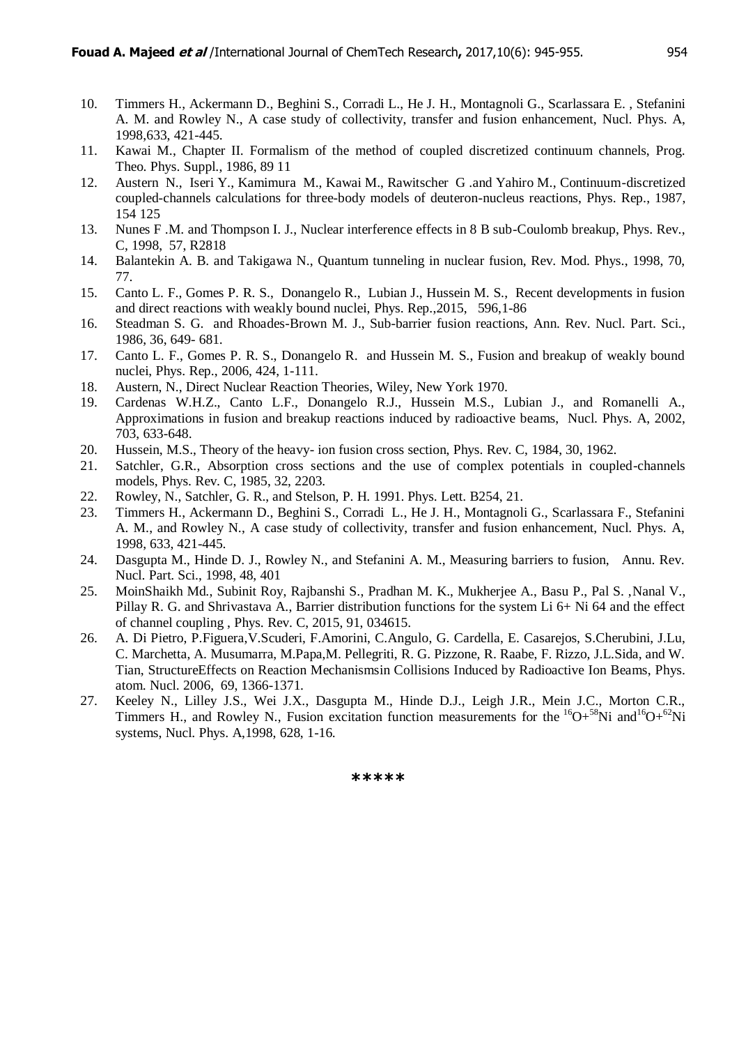10. Timmers H., Ackermann D., Beghini S., Corradi L., He J. H., Montagnoli G., Scarlassara E. , Stefanini A. M. and Rowley N., A case study of collectivity, transfer and fusion enhancement, Nucl. Phys. A, 1998,633, 421-445.
11. Kawai M., Chapter II. Formalism of the method of coupled discretized continuum channels, Prog. Theo. Phys. Suppl., 1986, 89 11
12. Austern N., Iseri Y., Kamimura M., Kawai M., Rawitscher G .and Yahiro M., Continuum-discretized coupled-channels calculations for three-body models of deuteron-nucleus reactions, Phys. Rep., 1987, 154 125
13. Nunes F .M. and Thompson I. J., Nuclear interference effects in 8 B sub-Coulomb breakup, Phys. Rev., C, 1998, 57, R2818
14. Balantekin A. B. and Takigawa N., Quantum tunneling in nuclear fusion, Rev. Mod. Phys., 1998, 70, 77.
15. Canto L. F., Gomes P. R. S., Donangelo R., Lubian J., Hussein M. S., Recent developments in fusion and direct reactions with weakly bound nuclei, Phys. Rep.,2015, 596,1-86
16. Steadman S. G. and Rhoades-Brown M. J., Sub-barrier fusion reactions, Ann. Rev. Nucl. Part. Sci., 1986, 36, 649- 681.
17. Canto L. F., Gomes P. R. S., Donangelo R. and Hussein M. S., Fusion and breakup of weakly bound nuclei, Phys. Rep., 2006, 424, 1-111.
18. Austern, N., Direct Nuclear Reaction Theories, Wiley, New York 1970.
19. Cardenas W.H.Z., Canto L.F., Donangelo R.J., Hussein M.S., Lubian J., and Romanelli A., Approximations in fusion and breakup reactions induced by radioactive beams, Nucl. Phys. A, 2002, 703, 633-648.
20. Hussein, M.S., Theory of the heavy- ion fusion cross section, Phys. Rev. C, 1984, 30, 1962.
21. Satchler, G.R., Absorption cross sections and the use of complex potentials in coupled-channels models, Phys. Rev. C, 1985, 32, 2203.
22. Rowley, N., Satchler, G. R., and Stelson, P. H. 1991. Phys. Lett. B254, 21.
23. Timmers H., Ackermann D., Beghini S., Corradi L., He J. H., Montagnoli G., Scarlassara F., Stefanini A. M., and Rowley N., A case study of collectivity, transfer and fusion enhancement, Nucl. Phys. A, 1998, 633, 421-445.
24. Dasgupta M., Hinde D. J., Rowley N., and Stefanini A. M., Measuring barriers to fusion, Annu. Rev. Nucl. Part. Sci., 1998, 48, 401
25. MoinShaikh Md., Subinit Roy, Rajbanshi S., Pradhan M. K., Mukherjee A., Basu P., Pal S. ,Nanal V., Pillay R. G. and Shrivastava A., Barrier distribution functions for the system Li 6+ Ni 64 and the effect of channel coupling , Phys. Rev. C, 2015, 91, 034615.
26. A. Di Pietro, P.Figuera,V.Scuderi, F.Amorini, C.Angulo, G. Cardella, E. Casarejos, S.Cherubini, J.Lu, C. Marchetta, A. Musumarra, M.Papa,M. Pellegriti, R. G. Pizzone, R. Raabe, F. Rizzo, J.L.Sida, and W. Tian, StructureEffects on Reaction Mechanismsin Collisions Induced by Radioactive Ion Beams, Phys. atom. Nucl. 2006, 69, 1366-1371.
27. Keeley N., Lilley J.S., Wei J.X., Dasgupta M., Hinde D.J., Leigh J.R., Mein J.C., Morton C.R., Timmers H., and Rowley N., Fusion excitation function measurements for the $^{16}O+^{58}Ni$ and $^{16}O+^{62}Ni$ systems, Nucl. Phys. A,1998, 628, 1-16.

*****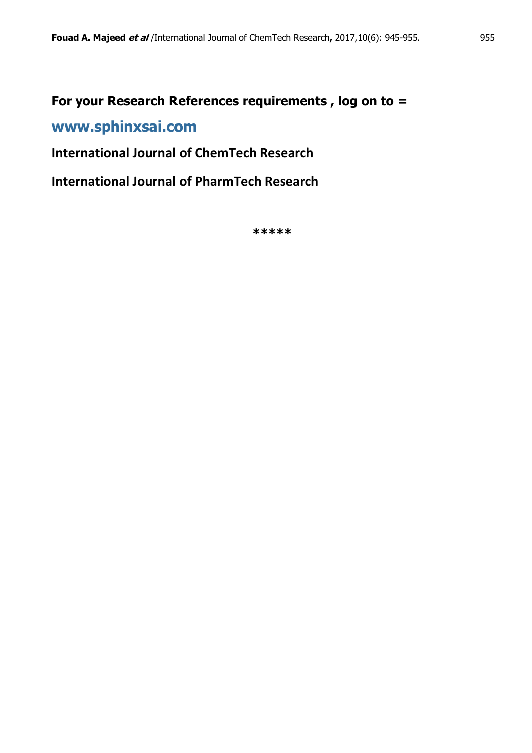**For your Research References requirements , log on to =**

**www.sphinxsai.com**

**International Journal of ChemTech Research**

**International Journal of PharmTech Research**

*****